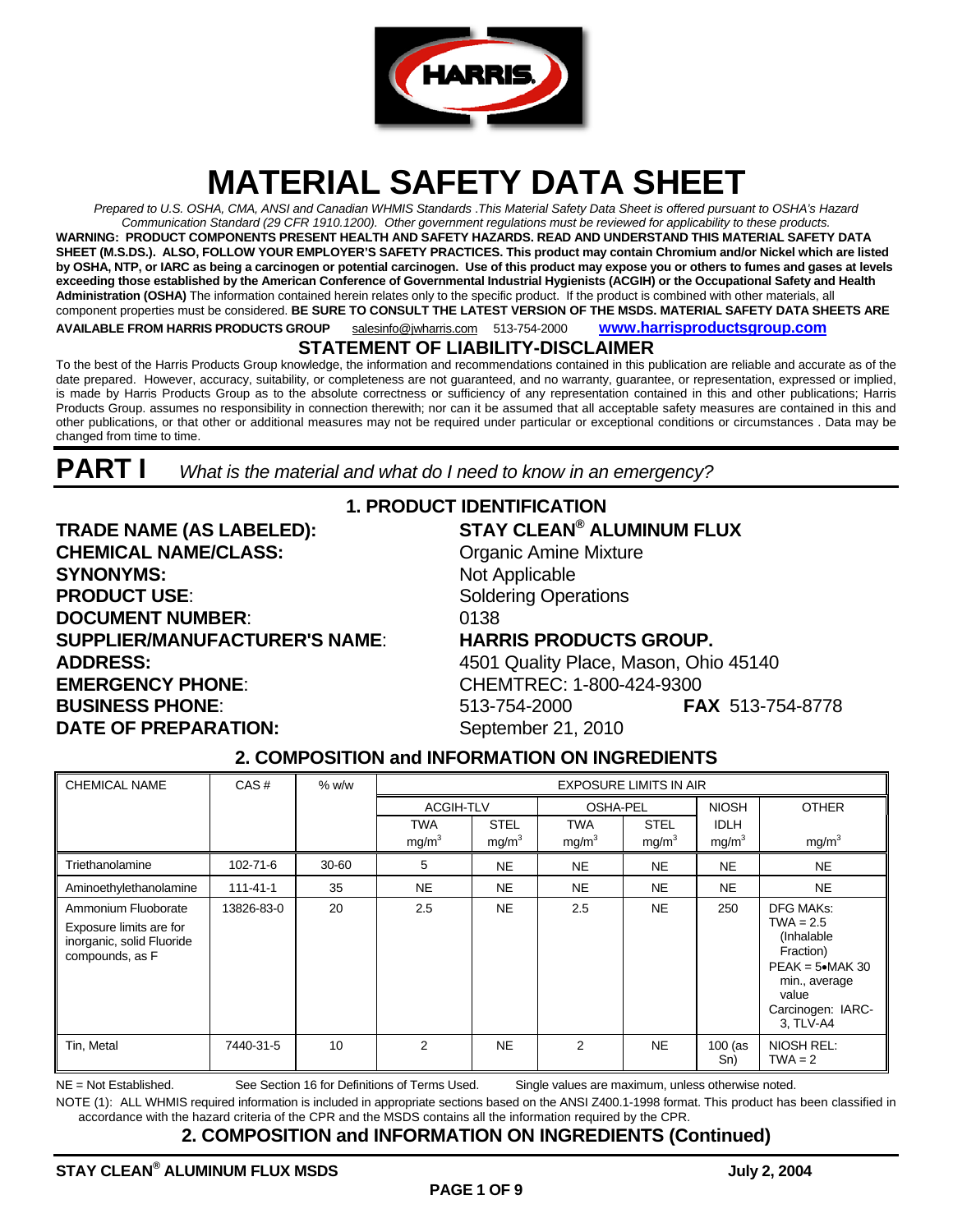# MATERIAL SAFETY DATA SHEET

*Prepared to U.S. OSHA, CMA, ANSI and Canadian WHMIS Standards .This Material Safety Data Sheet is offered pursuant to OSHA's Hazard Communication Standard (29 CFR 1910.1200). Other government regulations must be reviewed for applicability to these products.*

**WARNING: PRODUCT COMPONENTS PRESENT HEALTH AND SAFETY HAZARDS. READ AND UNDERSTAND THIS MATERIAL SAFETY DATA SHEET (M.S.D.S.). ALSO, FOLLOW YOUR EMPLOYER'S SAFETY PRACTICES. This product may contain Chromium and/or Nickel which are listed by OSHA, NTP, or IARC as being a carcinogen or potential carcinogen. Use of this product may expose you or others to fumes and gases at levels exceeding those established by the American Conference of Governmental Industrial Hygienists (ACGIH) or the Occupational Safety and Health Administration (OSHA)** The information contained herein relates only to the specific product. If the product is combined with other materials, all component properties must be considered. **BE SURE TO CONSULT THE LATEST VERSION OF THE MSDS. MATERIAL SAFETY DATA SHEETS ARE AVAILABLE FROM HARRIS PRODUCTS GROUP** salesinfo@jwharris.com 513-754-2000 **www.harrisproductsgroup.com**

## STATEMENT OF LIABILITY-DISCLAIMER

To the best of the Harris Products Group knowledge, the information and recommendations contained in this publication are reliable and accurate as of the date prepared. However, accuracy, suitability, or completeness are not guaranteed, and no warranty, guarantee, or representation, expressed or implied, is made by Harris Products Group as to the absolute correctness or sufficiency of any representation contained in this and other publications; Harris Products Group. assumes no responsibility in connection therewith; nor can it be assumed that all acceptable safety measures are contained in this and other publications, or that other or additional measures may not be required under particular or exceptional conditions or circumstances . Data may be changed from time to time.

# PART I *What is the material and what do I need to know in an emergency?*

## 1. PRODUCT IDENTIFICATION

**TRADE NAME (AS LABELED):** **STAY CLEAN® ALUMINUM FLUX**
**CHEMICAL NAME/CLASS:** Organic Amine Mixture
**SYNONYMS:** Not Applicable
**PRODUCT USE:** Soldering Operations
**DOCUMENT NUMBER:** 0138
**SUPPLIER/MANUFACTURER'S NAME:** **HARRIS PRODUCTS GROUP.**
**ADDRESS:** 4501 Quality Place, Mason, Ohio 45140
**EMERGENCY PHONE:** CHEMTREC: 1-800-424-9300
**BUSINESS PHONE:** 513-754-2000 **FAX** 513-754-8778
**DATE OF PREPARATION:** September 21, 2010

## 2. COMPOSITION and INFORMATION ON INGREDIENTS

| CHEMICAL NAME | CAS # | % w/w | EXPOSURE LIMITS IN AIR | | | | | |
|---|---|---|---|---|---|---|---|---|
| | | | ACGIH-TLV | | OSHA-PEL | | NIOSH | OTHER |
| | | | TWA mg/m³ | STEL mg/m³ | TWA mg/m³ | STEL mg/m³ | IDLH mg/m³ | mg/m³ |
| Triethanolamine | 102-71-6 | 30-60 | 5 | NE | NE | NE | NE | NE |
| Aminoethylethanolamine | 111-41-1 | 35 | NE | NE | NE | NE | NE | NE |
| Ammonium Fluoborate<br>Exposure limits are for inorganic, solid Fluoride compounds, as F | 13826-83-0 | 20 | 2.5 | NE | 2.5 | NE | 250 | DFG MAKs: TWA = 2.5 (Inhalable Fraction) PEAK = 5•MAK 30 min., average value Carcinogen: IARC-3, TLV-A4 |
| Tin, Metal | 7440-31-5 | 10 | 2 | NE | 2 | NE | 100 (as Sn) | NIOSH REL: TWA = 2 |

NE = Not Established. See Section 16 for Definitions of Terms Used. Single values are maximum, unless otherwise noted.

NOTE (1): ALL WHMIS required information is included in appropriate sections based on the ANSI Z400.1-1998 format. This product has been classified in accordance with the hazard criteria of the CPR and the MSDS contains all the information required by the CPR.

## 2. COMPOSITION and INFORMATION ON INGREDIENTS (Continued)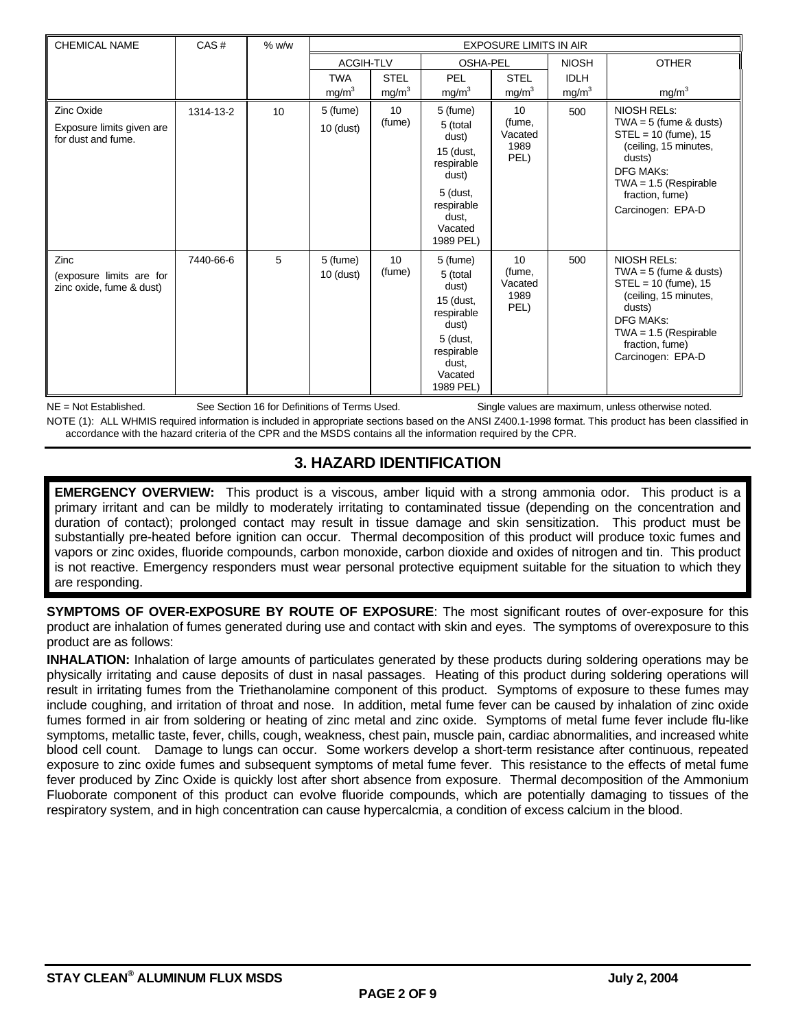| CHEMICAL NAME | CAS # | % w/w | EXPOSURE LIMITS IN AIR | | | | | |
|---|---|---|---|---|---|---|---|---|
| | | | ACGIH-TLV | | OSHA-PEL | | NIOSH | OTHER |
| | | | TWA mg/m$^3$ | STEL mg/m$^3$ | PEL mg/m$^3$ | STEL mg/m$^3$ | IDLH mg/m$^3$ | mg/m$^3$ |
| Zinc Oxide<br>Exposure limits given are for dust and fume. | 1314-13-2 | 10 | 5 (fume)<br>10 (dust) | 10 (fume) | 5 (fume)<br>5 (total dust)<br>15 (dust, respirable dust)<br>5 (dust, respirable dust, Vacated 1989 PEL) | 10 (fume, Vacated 1989 PEL) | 500 | NIOSH RELs:<br>TWA = 5 (fume & dusts)<br>STEL = 10 (fume), 15 (ceiling, 15 minutes, dusts)<br>DFG MAKs:<br>TWA = 1.5 (Respirable fraction, fume)<br>Carcinogen: EPA-D |
| Zinc<br>(exposure limits are for zinc oxide, fume & dust) | 7440-66-6 | 5 | 5 (fume)<br>10 (dust) | 10 (fume) | 5 (fume)<br>5 (total dust)<br>15 (dust, respirable dust)<br>5 (dust, respirable dust, Vacated 1989 PEL) | 10 (fume, Vacated 1989 PEL) | 500 | NIOSH RELs:<br>TWA = 5 (fume & dusts)<br>STEL = 10 (fume), 15 (ceiling, 15 minutes, dusts)<br>DFG MAKs:<br>TWA = 1.5 (Respirable fraction, fume)<br>Carcinogen: EPA-D |

NE = Not Established. See Section 16 for Definitions of Terms Used. Single values are maximum, unless otherwise noted.

NOTE (1): ALL WHMIS required information is included in appropriate sections based on the ANSI Z400.1-1998 format. This product has been classified in accordance with the hazard criteria of the CPR and the MSDS contains all the information required by the CPR.

## 3. HAZARD IDENTIFICATION

**EMERGENCY OVERVIEW:** This product is a viscous, amber liquid with a strong ammonia odor. This product is a primary irritant and can be mildly to moderately irritating to contaminated tissue (depending on the concentration and duration of contact); prolonged contact may result in tissue damage and skin sensitization. This product must be substantially pre-heated before ignition can occur. Thermal decomposition of this product will produce toxic fumes and vapors or zinc oxides, fluoride compounds, carbon monoxide, carbon dioxide and oxides of nitrogen and tin. This product is not reactive. Emergency responders must wear personal protective equipment suitable for the situation to which they are responding.

**SYMPTOMS OF OVER-EXPOSURE BY ROUTE OF EXPOSURE**: The most significant routes of over-exposure for this product are inhalation of fumes generated during use and contact with skin and eyes. The symptoms of overexposure to this product are as follows:

**INHALATION:** Inhalation of large amounts of particulates generated by these products during soldering operations may be physically irritating and cause deposits of dust in nasal passages. Heating of this product during soldering operations will result in irritating fumes from the Triethanolamine component of this product. Symptoms of exposure to these fumes may include coughing, and irritation of throat and nose. In addition, metal fume fever can be caused by inhalation of zinc oxide fumes formed in air from soldering or heating of zinc metal and zinc oxide. Symptoms of metal fume fever include flu-like symptoms, metallic taste, fever, chills, cough, weakness, chest pain, muscle pain, cardiac abnormalities, and increased white blood cell count. Damage to lungs can occur. Some workers develop a short-term resistance after continuous, repeated exposure to zinc oxide fumes and subsequent symptoms of metal fume fever. This resistance to the effects of metal fume fever produced by Zinc Oxide is quickly lost after short absence from exposure. Thermal decomposition of the Ammonium Fluoborate component of this product can evolve fluoride compounds, which are potentially damaging to tissues of the respiratory system, and in high concentration can cause hypercalcmia, a condition of excess calcium in the blood.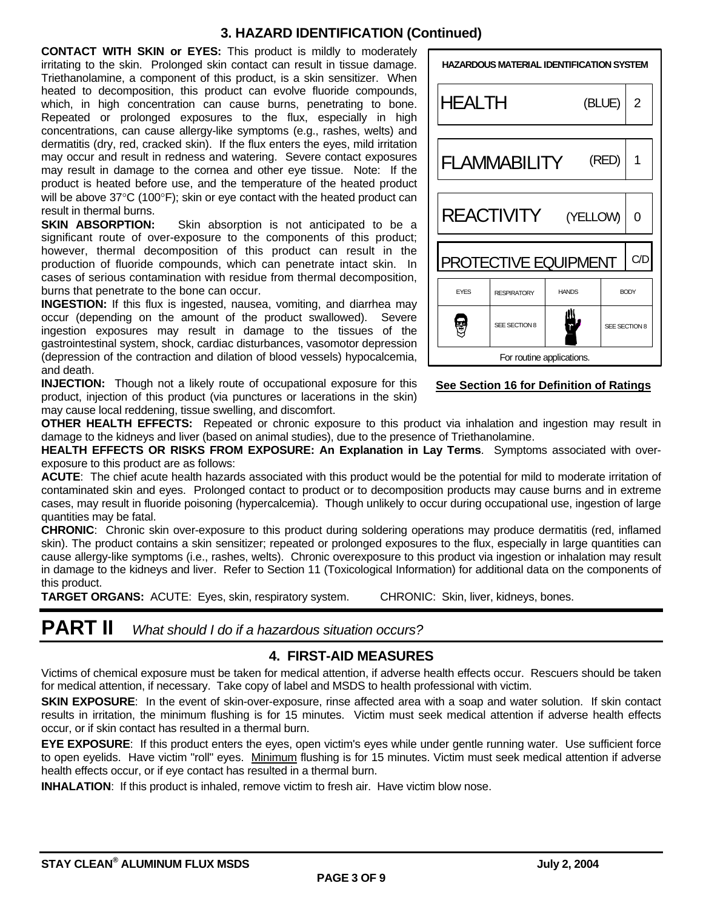## 3. HAZARD IDENTIFICATION (Continued)

**CONTACT WITH SKIN or EYES:** This product is mildly to moderately irritating to the skin. Prolonged skin contact can result in tissue damage. Triethanolamine, a component of this product, is a skin sensitizer. When heated to decomposition, this product can evolve fluoride compounds, which, in high concentration can cause burns, penetrating to bone. Repeated or prolonged exposures to the flux, especially in high concentrations, can cause allergy-like symptoms (e.g., rashes, welts) and dermatitis (dry, red, cracked skin). If the flux enters the eyes, mild irritation may occur and result in redness and watering. Severe contact exposures may result in damage to the cornea and other eye tissue. Note: If the product is heated before use, and the temperature of the heated product will be above 37°C (100°F); skin or eye contact with the heated product can result in thermal burns.

**SKIN ABSORPTION:** Skin absorption is not anticipated to be a significant route of over-exposure to the components of this product; however, thermal decomposition of this product can result in the production of fluoride compounds, which can penetrate intact skin. In cases of serious contamination with residue from thermal decomposition, burns that penetrate to the bone can occur.

**INGESTION:** If this flux is ingested, nausea, vomiting, and diarrhea may occur (depending on the amount of the product swallowed). Severe ingestion exposures may result in damage to the tissues of the gastrointestinal system, shock, cardiac disturbances, vasomotor depression (depression of the contraction and dilation of blood vessels) hypocalcemia, and death.

**INJECTION:** Though not a likely route of occupational exposure for this product, injection of this product (via punctures or lacerations in the skin) may cause local reddening, tissue swelling, and discomfort.

| HAZARDOUS MATERIAL IDENTIFICATION SYSTEM | | | |
|---|---|---|---|
| HEALTH | (BLUE) | | 2 |
| FLAMMABILITY | (RED) | | 1 |
| REACTIVITY | (YELLOW) | | 0 |
| PROTECTIVE EQUIPMENT | | | C/D |
| EYES | RESPIRATORY | HANDS | BODY |
| | SEE SECTION 8 | | SEE SECTION 8 |
| For routine applications. | | | |

**See Section 16 for Definition of Ratings**

**OTHER HEALTH EFFECTS:** Repeated or chronic exposure to this product via inhalation and ingestion may result in damage to the kidneys and liver (based on animal studies), due to the presence of Triethanolamine.

**HEALTH EFFECTS OR RISKS FROM EXPOSURE: An Explanation in Lay Terms**. Symptoms associated with over-exposure to this product are as follows:

**ACUTE**: The chief acute health hazards associated with this product would be the potential for mild to moderate irritation of contaminated skin and eyes. Prolonged contact to product or to decomposition products may cause burns and in extreme cases, may result in fluoride poisoning (hypercalcemia). Though unlikely to occur during occupational use, ingestion of large quantities may be fatal.

**CHRONIC**: Chronic skin over-exposure to this product during soldering operations may produce dermatitis (red, inflamed skin). The product contains a skin sensitizer; repeated or prolonged exposures to the flux, especially in large quantities can cause allergy-like symptoms (i.e., rashes, welts). Chronic overexposure to this product via ingestion or inhalation may result in damage to the kidneys and liver. Refer to Section 11 (Toxicological Information) for additional data on the components of this product.

**TARGET ORGANS:** ACUTE: Eyes, skin, respiratory system. CHRONIC: Skin, liver, kidneys, bones.

# PART II *What should I do if a hazardous situation occurs?*

## 4. FIRST-AID MEASURES

Victims of chemical exposure must be taken for medical attention, if adverse health effects occur. Rescuers should be taken for medical attention, if necessary. Take copy of label and MSDS to health professional with victim.

**SKIN EXPOSURE**: In the event of skin-over-exposure, rinse affected area with a soap and water solution. If skin contact results in irritation, the minimum flushing is for 15 minutes. Victim must seek medical attention if adverse health effects occur, or if skin contact has resulted in a thermal burn.

**EYE EXPOSURE**: If this product enters the eyes, open victim's eyes while under gentle running water. Use sufficient force to open eyelids. Have victim "roll" eyes. Minimum flushing is for 15 minutes. Victim must seek medical attention if adverse health effects occur, or if eye contact has resulted in a thermal burn.

**INHALATION**: If this product is inhaled, remove victim to fresh air. Have victim blow nose.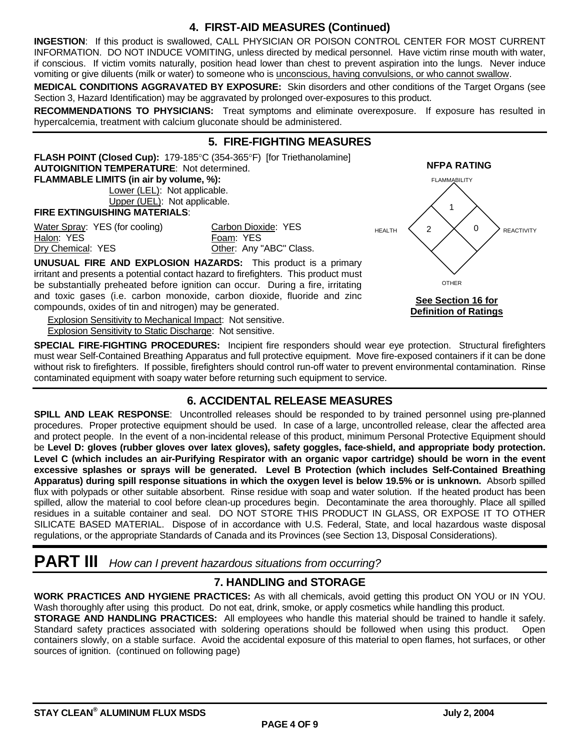## 4. FIRST-AID MEASURES (Continued)

**INGESTION**: If this product is swallowed, CALL PHYSICIAN OR POISON CONTROL CENTER FOR MOST CURRENT INFORMATION. DO NOT INDUCE VOMITING, unless directed by medical personnel. Have victim rinse mouth with water, if conscious. If victim vomits naturally, position head lower than chest to prevent aspiration into the lungs. Never induce vomiting or give diluents (milk or water) to someone who is unconscious, having convulsions, or who cannot swallow.

**MEDICAL CONDITIONS AGGRAVATED BY EXPOSURE:** Skin disorders and other conditions of the Target Organs (see Section 3, Hazard Identification) may be aggravated by prolonged over-exposures to this product.

**RECOMMENDATIONS TO PHYSICIANS:** Treat symptoms and eliminate overexposure. If exposure has resulted in hypercalcemia, treatment with calcium gluconate should be administered.

## 5. FIRE-FIGHTING MEASURES

**FLASH POINT (Closed Cup):** 179-185°C (354-365°F) [for Triethanolamine]

**AUTOIGNITION TEMPERATURE**: Not determined.

**FLAMMABLE LIMITS (in air by volume, %):**

Lower (LEL): Not applicable.
Upper (UEL): Not applicable.

**FIRE EXTINGUISHING MATERIALS**:

| | |
|---|---|
| Water Spray: YES (for cooling) | Carbon Dioxide: YES |
| Halon: YES | Foam: YES |
| Dry Chemical: YES | Other: Any "ABC" Class. |

**NFPA RATING**

| FLAMMABILITY | HEALTH | REACTIVITY | OTHER |
|---|---|---|---|
| 1 | 2 | 0 | |

**See Section 16 for Definition of Ratings**

**UNUSUAL FIRE AND EXPLOSION HAZARDS:** This product is a primary irritant and presents a potential contact hazard to firefighters. This product must be substantially preheated before ignition can occur. During a fire, irritating and toxic gases (i.e. carbon monoxide, carbon dioxide, fluoride and zinc compounds, oxides of tin and nitrogen) may be generated.

Explosion Sensitivity to Mechanical Impact: Not sensitive.
Explosion Sensitivity to Static Discharge: Not sensitive.

**SPECIAL FIRE-FIGHTING PROCEDURES:** Incipient fire responders should wear eye protection. Structural firefighters must wear Self-Contained Breathing Apparatus and full protective equipment. Move fire-exposed containers if it can be done without risk to firefighters. If possible, firefighters should control run-off water to prevent environmental contamination. Rinse contaminated equipment with soapy water before returning such equipment to service.

## 6. ACCIDENTAL RELEASE MEASURES

**SPILL AND LEAK RESPONSE**: Uncontrolled releases should be responded to by trained personnel using pre-planned procedures. Proper protective equipment should be used. In case of a large, uncontrolled release, clear the affected area and protect people. In the event of a non-incidental release of this product, minimum Personal Protective Equipment should be **Level D: gloves (rubber gloves over latex gloves), safety goggles, face-shield, and appropriate body protection. Level C (which includes an air-Purifying Respirator with an organic vapor cartridge) should be worn in the event excessive splashes or sprays will be generated. Level B Protection (which includes Self-Contained Breathing Apparatus) during spill response situations in which the oxygen level is below 19.5% or is unknown.** Absorb spilled flux with polypads or other suitable absorbent. Rinse residue with soap and water solution. If the heated product has been spilled, allow the material to cool before clean-up procedures begin. Decontaminate the area thoroughly. Place all spilled residues in a suitable container and seal. DO NOT STORE THIS PRODUCT IN GLASS, OR EXPOSE IT TO OTHER SILICATE BASED MATERIAL. Dispose of in accordance with U.S. Federal, State, and local hazardous waste disposal regulations, or the appropriate Standards of Canada and its Provinces (see Section 13, Disposal Considerations).

# PART III *How can I prevent hazardous situations from occurring?*

## 7. HANDLING and STORAGE

**WORK PRACTICES AND HYGIENE PRACTICES:** As with all chemicals, avoid getting this product ON YOU or IN YOU. Wash thoroughly after using this product. Do not eat, drink, smoke, or apply cosmetics while handling this product.

**STORAGE AND HANDLING PRACTICES:** All employees who handle this material should be trained to handle it safely. Standard safety practices associated with soldering operations should be followed when using this product. Open containers slowly, on a stable surface. Avoid the accidental exposure of this material to open flames, hot surfaces, or other sources of ignition. (continued on following page)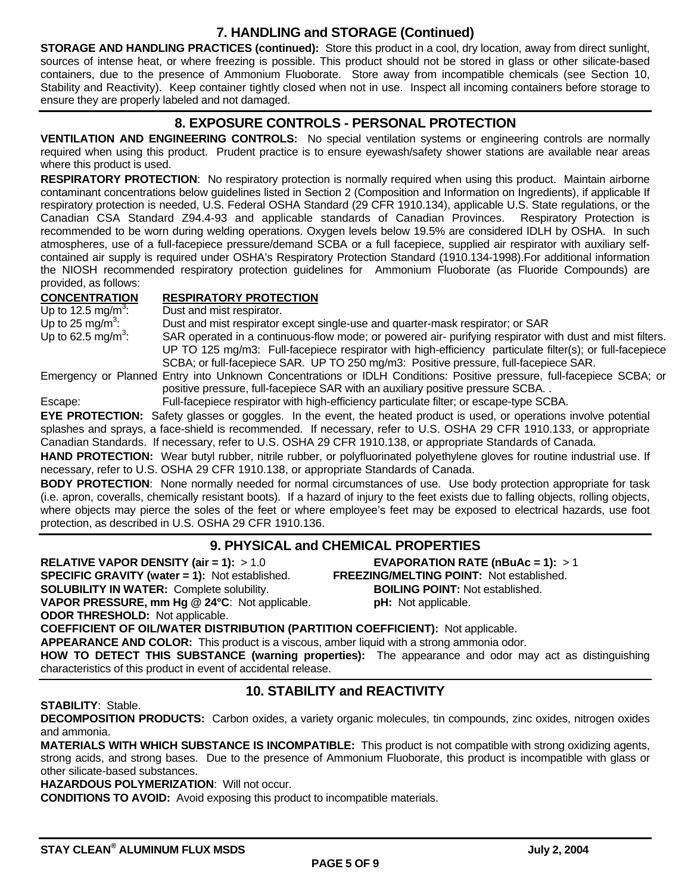## 7. HANDLING and STORAGE (Continued)

**STORAGE AND HANDLING PRACTICES (continued):** Store this product in a cool, dry location, away from direct sunlight, sources of intense heat, or where freezing is possible. This product should not be stored in glass or other silicate-based containers, due to the presence of Ammonium Fluoborate. Store away from incompatible chemicals (see Section 10, Stability and Reactivity). Keep container tightly closed when not in use. Inspect all incoming containers before storage to ensure they are properly labeled and not damaged.

## 8. EXPOSURE CONTROLS - PERSONAL PROTECTION

**VENTILATION AND ENGINEERING CONTROLS:** No special ventilation systems or engineering controls are normally required when using this product. Prudent practice is to ensure eyewash/safety shower stations are available near areas where this product is used.

**RESPIRATORY PROTECTION**: No respiratory protection is normally required when using this product. Maintain airborne contaminant concentrations below guidelines listed in Section 2 (Composition and Information on Ingredients), if applicable If respiratory protection is needed, U.S. Federal OSHA Standard (29 CFR 1910.134), applicable U.S. State regulations, or the Canadian CSA Standard Z94.4-93 and applicable standards of Canadian Provinces. Respiratory Protection is recommended to be worn during welding operations. Oxygen levels below 19.5% are considered IDLH by OSHA. In such atmospheres, use of a full-facepiece pressure/demand SCBA or a full facepiece, supplied air respirator with auxiliary self-contained air supply is required under OSHA's Respiratory Protection Standard (1910.134-1998).For additional information the NIOSH recommended respiratory protection guidelines for Ammonium Fluoborate (as Fluoride Compounds) are provided, as follows:

| CONCENTRATION | RESPIRATORY PROTECTION |
|---|---|
| Up to 12.5 mg/m$^3$: | Dust and mist respirator. |
| Up to 25 mg/m$^3$: | Dust and mist respirator except single-use and quarter-mask respirator; or SAR |
| Up to 62.5 mg/m$^3$: | SAR operated in a continuous-flow mode; or powered air- purifying respirator with dust and mist filters. UP TO 125 mg/m3: Full-facepiece respirator with high-efficiency particulate filter(s); or full-facepiece SCBA; or full-facepiece SAR. UP TO 250 mg/m3: Positive pressure, full-facepiece SAR. |
| Emergency or Planned Entry into Unknown Concentrations or IDLH Conditions: | Positive pressure, full-facepiece SCBA; or positive pressure, full-facepiece SAR with an auxiliary positive pressure SCBA. . |
| Escape: | Full-facepiece respirator with high-efficiency particulate filter; or escape-type SCBA. |

**EYE PROTECTION:** Safety glasses or goggles. In the event, the heated product is used, or operations involve potential splashes and sprays, a face-shield is recommended. If necessary, refer to U.S. OSHA 29 CFR 1910.133, or appropriate Canadian Standards. If necessary, refer to U.S. OSHA 29 CFR 1910.138, or appropriate Standards of Canada.

**HAND PROTECTION:** Wear butyl rubber, nitrile rubber, or polyfluorinated polyethylene gloves for routine industrial use. If necessary, refer to U.S. OSHA 29 CFR 1910.138, or appropriate Standards of Canada.

**BODY PROTECTION**: None normally needed for normal circumstances of use. Use body protection appropriate for task (i.e. apron, coveralls, chemically resistant boots). If a hazard of injury to the feet exists due to falling objects, rolling objects, where objects may pierce the soles of the feet or where employee's feet may be exposed to electrical hazards, use foot protection, as described in U.S. OSHA 29 CFR 1910.136.

## 9. PHYSICAL and CHEMICAL PROPERTIES

**RELATIVE VAPOR DENSITY (air = 1):** > 1.0

**EVAPORATION RATE (nBuAc = 1):** > 1

**SPECIFIC GRAVITY (water = 1):** Not established.

**FREEZING/MELTING POINT:** Not established.

**SOLUBILITY IN WATER:** Complete solubility.

**BOILING POINT:** Not established.

**VAPOR PRESSURE, mm Hg @ 24°C**: Not applicable.

**pH:** Not applicable.

**ODOR THRESHOLD:** Not applicable.

**COEFFICIENT OF OIL/WATER DISTRIBUTION (PARTITION COEFFICIENT):** Not applicable.

**APPEARANCE AND COLOR:** This product is a viscous, amber liquid with a strong ammonia odor.

**HOW TO DETECT THIS SUBSTANCE (warning properties):** The appearance and odor may act as distinguishing characteristics of this product in event of accidental release.

## 10. STABILITY and REACTIVITY

**STABILITY**: Stable.

**DECOMPOSITION PRODUCTS:** Carbon oxides, a variety organic molecules, tin compounds, zinc oxides, nitrogen oxides and ammonia.

**MATERIALS WITH WHICH SUBSTANCE IS INCOMPATIBLE:** This product is not compatible with strong oxidizing agents, strong acids, and strong bases. Due to the presence of Ammonium Fluoborate, this product is incompatible with glass or other silicate-based substances.

**HAZARDOUS POLYMERIZATION**: Will not occur.

**CONDITIONS TO AVOID:** Avoid exposing this product to incompatible materials.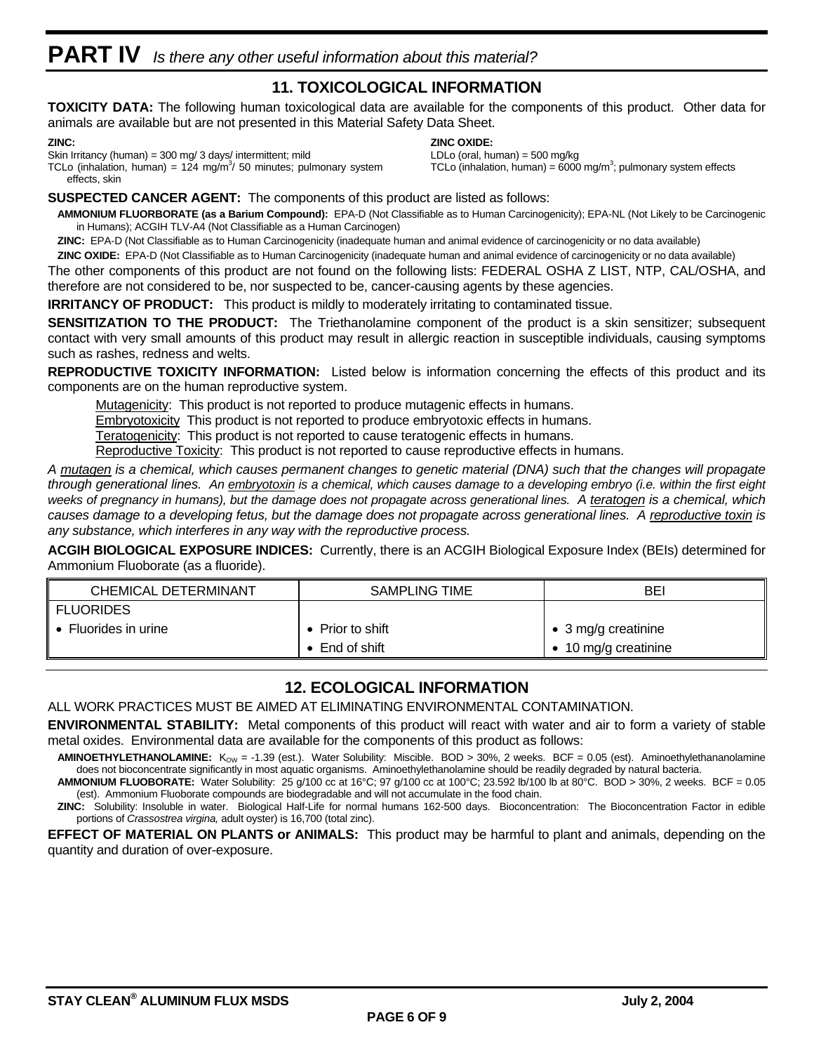# PART IV *Is there any other useful information about this material?*

## 11. TOXICOLOGICAL INFORMATION

**TOXICITY DATA:** The following human toxicological data are available for the components of this product. Other data for animals are available but are not presented in this Material Safety Data Sheet.

**ZINC:**
Skin Irritancy (human) = 300 mg/ 3 days/ intermittent; mild
TCLo (inhalation, human) = 124 mg/m$^3$/ 50 minutes; pulmonary system effects, skin

**ZINC OXIDE:**
LDLo (oral, human) = 500 mg/kg
TCLo (inhalation, human) = 6000 mg/m$^3$; pulmonary system effects

**SUSPECTED CANCER AGENT:** The components of this product are listed as follows:

**AMMONIUM FLUORBORATE (as a Barium Compound):** EPA-D (Not Classifiable as to Human Carcinogenicity); EPA-NL (Not Likely to be Carcinogenic in Humans); ACGIH TLV-A4 (Not Classifiable as a Human Carcinogen)

**ZINC:** EPA-D (Not Classifiable as to Human Carcinogenicity (inadequate human and animal evidence of carcinogenicity or no data available)

**ZINC OXIDE:** EPA-D (Not Classifiable as to Human Carcinogenicity (inadequate human and animal evidence of carcinogenicity or no data available)

The other components of this product are not found on the following lists: FEDERAL OSHA Z LIST, NTP, CAL/OSHA, and therefore are not considered to be, nor suspected to be, cancer-causing agents by these agencies.

**IRRITANCY OF PRODUCT:** This product is mildly to moderately irritating to contaminated tissue.

**SENSITIZATION TO THE PRODUCT:** The Triethanolamine component of the product is a skin sensitizer; subsequent contact with very small amounts of this product may result in allergic reaction in susceptible individuals, causing symptoms such as rashes, redness and welts.

**REPRODUCTIVE TOXICITY INFORMATION:** Listed below is information concerning the effects of this product and its components are on the human reproductive system.

Mutagenicity: This product is not reported to produce mutagenic effects in humans.
Embryotoxicity This product is not reported to produce embryotoxic effects in humans.
Teratogenicity: This product is not reported to cause teratogenic effects in humans.
Reproductive Toxicity: This product is not reported to cause reproductive effects in humans.

*A mutagen is a chemical, which causes permanent changes to genetic material (DNA) such that the changes will propagate through generational lines. An embryotoxin is a chemical, which causes damage to a developing embryo (i.e. within the first eight weeks of pregnancy in humans), but the damage does not propagate across generational lines. A teratogen is a chemical, which causes damage to a developing fetus, but the damage does not propagate across generational lines. A reproductive toxin is any substance, which interferes in any way with the reproductive process.*

**ACGIH BIOLOGICAL EXPOSURE INDICES:** Currently, there is an ACGIH Biological Exposure Index (BEIs) determined for Ammonium Fluoborate (as a fluoride).

| CHEMICAL DETERMINANT | SAMPLING TIME | BEI |
|---|---|---|
| FLUORIDES | | |
| • Fluorides in urine | • Prior to shift | • 3 mg/g creatinine |
| | • End of shift | • 10 mg/g creatinine |

## 12. ECOLOGICAL INFORMATION

ALL WORK PRACTICES MUST BE AIMED AT ELIMINATING ENVIRONMENTAL CONTAMINATION.

**ENVIRONMENTAL STABILITY:** Metal components of this product will react with water and air to form a variety of stable metal oxides. Environmental data are available for the components of this product as follows:

**AMINOETHYLETHANOLAMINE:** $K_{OW}$ = -1.39 (est.). Water Solubility: Miscible. BOD > 30%, 2 weeks. BCF = 0.05 (est). Aminoethylethananolamine does not bioconcentrate significantly in most aquatic organisms. Aminoethylethanolamine should be readily degraded by natural bacteria.

**AMMONIUM FLUOBORATE:** Water Solubility: 25 g/100 cc at 16°C; 97 g/100 cc at 100°C; 23.592 lb/100 lb at 80°C. BOD > 30%, 2 weeks. BCF = 0.05 (est). Ammonium Fluoborate compounds are biodegradable and will not accumulate in the food chain.

**ZINC:** Solubility: Insoluble in water. Biological Half-Life for normal humans 162-500 days. Bioconcentration: The Bioconcentration Factor in edible portions of *Crassostrea virgina,* adult oyster) is 16,700 (total zinc).

**EFFECT OF MATERIAL ON PLANTS or ANIMALS:** This product may be harmful to plant and animals, depending on the quantity and duration of over-exposure.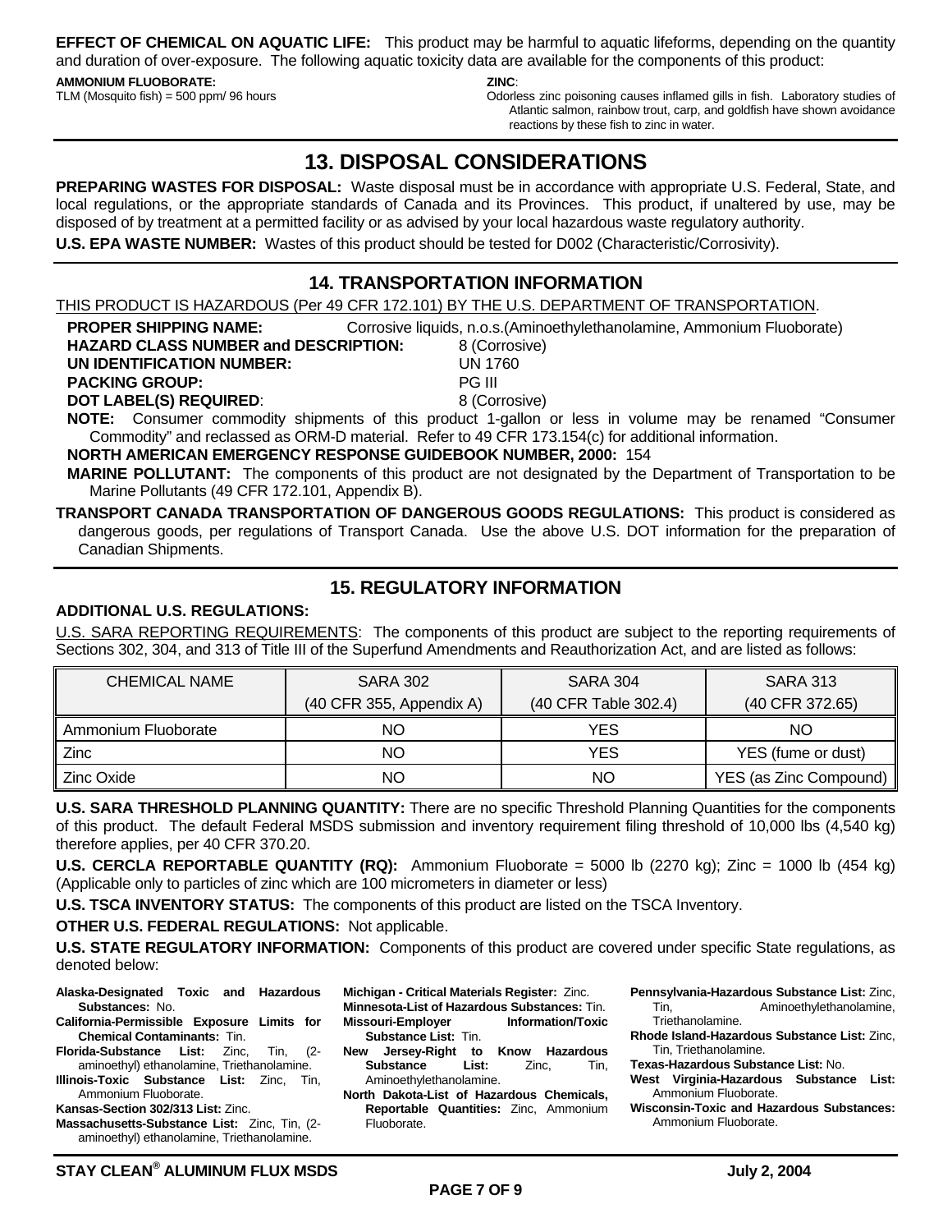**EFFECT OF CHEMICAL ON AQUATIC LIFE:** This product may be harmful to aquatic lifeforms, depending on the quantity and duration of over-exposure. The following aquatic toxicity data are available for the components of this product:

**AMMONIUM FLUOBORATE:**
TLM (Mosquito fish) = 500 ppm/ 96 hours

**ZINC**:
Odorless zinc poisoning causes inflamed gills in fish. Laboratory studies of Atlantic salmon, rainbow trout, carp, and goldfish have shown avoidance reactions by these fish to zinc in water.

## 13. DISPOSAL CONSIDERATIONS

**PREPARING WASTES FOR DISPOSAL:** Waste disposal must be in accordance with appropriate U.S. Federal, State, and local regulations, or the appropriate standards of Canada and its Provinces. This product, if unaltered by use, may be disposed of by treatment at a permitted facility or as advised by your local hazardous waste regulatory authority.

**U.S. EPA WASTE NUMBER:** Wastes of this product should be tested for D002 (Characteristic/Corrosivity).

## 14. TRANSPORTATION INFORMATION

THIS PRODUCT IS HAZARDOUS (Per 49 CFR 172.101) BY THE U.S. DEPARTMENT OF TRANSPORTATION.

**PROPER SHIPPING NAME:** Corrosive liquids, n.o.s.(Aminoethylethanolamine, Ammonium Fluoborate)
**HAZARD CLASS NUMBER and DESCRIPTION:** 8 (Corrosive)
**UN IDENTIFICATION NUMBER:** UN 1760
**PACKING GROUP:** PG III
**DOT LABEL(S) REQUIRED**: 8 (Corrosive)

**NOTE:** Consumer commodity shipments of this product 1-gallon or less in volume may be renamed "Consumer Commodity" and reclassed as ORM-D material. Refer to 49 CFR 173.154(c) for additional information.

**NORTH AMERICAN EMERGENCY RESPONSE GUIDEBOOK NUMBER, 2000:** 154

**MARINE POLLUTANT:** The components of this product are not designated by the Department of Transportation to be Marine Pollutants (49 CFR 172.101, Appendix B).

**TRANSPORT CANADA TRANSPORTATION OF DANGEROUS GOODS REGULATIONS:** This product is considered as dangerous goods, per regulations of Transport Canada. Use the above U.S. DOT information for the preparation of Canadian Shipments.

## 15. REGULATORY INFORMATION

**ADDITIONAL U.S. REGULATIONS:**

U.S. SARA REPORTING REQUIREMENTS: The components of this product are subject to the reporting requirements of Sections 302, 304, and 313 of Title III of the Superfund Amendments and Reauthorization Act, and are listed as follows:

| CHEMICAL NAME | SARA 302 (40 CFR 355, Appendix A) | SARA 304 (40 CFR Table 302.4) | SARA 313 (40 CFR 372.65) |
|---|---|---|---|
| Ammonium Fluoborate | NO | YES | NO |
| Zinc | NO | YES | YES (fume or dust) |
| Zinc Oxide | NO | NO | YES (as Zinc Compound) |

**U.S. SARA THRESHOLD PLANNING QUANTITY:** There are no specific Threshold Planning Quantities for the components of this product. The default Federal MSDS submission and inventory requirement filing threshold of 10,000 lbs (4,540 kg) therefore applies, per 40 CFR 370.20.

**U.S. CERCLA REPORTABLE QUANTITY (RQ):** Ammonium Fluoborate = 5000 lb (2270 kg); Zinc = 1000 lb (454 kg) (Applicable only to particles of zinc which are 100 micrometers in diameter or less)

**U.S. TSCA INVENTORY STATUS:** The components of this product are listed on the TSCA Inventory.

**OTHER U.S. FEDERAL REGULATIONS:** Not applicable.

**U.S. STATE REGULATORY INFORMATION:** Components of this product are covered under specific State regulations, as denoted below:

**Alaska-Designated Toxic and Hazardous Substances:** No.
**California-Permissible Exposure Limits for Chemical Contaminants:** Tin.
**Florida-Substance List:** Zinc, Tin, (2-aminoethyl) ethanolamine, Triethanolamine.
**Illinois-Toxic Substance List:** Zinc, Tin, Ammonium Fluoborate.
**Kansas-Section 302/313 List:** Zinc.
**Massachusetts-Substance List:** Zinc, Tin, (2-aminoethyl) ethanolamine, Triethanolamine.
**Michigan - Critical Materials Register:** Zinc.
**Minnesota-List of Hazardous Substances:** Tin.
**Missouri-Employer Information/Toxic Substance List:** Tin.
**New Jersey-Right to Know Hazardous Substance List:** Zinc, Tin, Aminoethylethanolamine.
**North Dakota-List of Hazardous Chemicals, Reportable Quantities:** Zinc, Ammonium Fluoborate.
**Pennsylvania-Hazardous Substance List:** Zinc, Tin, Aminoethylethanolamine, Triethanolamine.
**Rhode Island-Hazardous Substance List:** Zinc, Tin, Triethanolamine.
**Texas-Hazardous Substance List:** No.
**West Virginia-Hazardous Substance List:** Ammonium Fluoborate.
**Wisconsin-Toxic and Hazardous Substances:** Ammonium Fluoborate.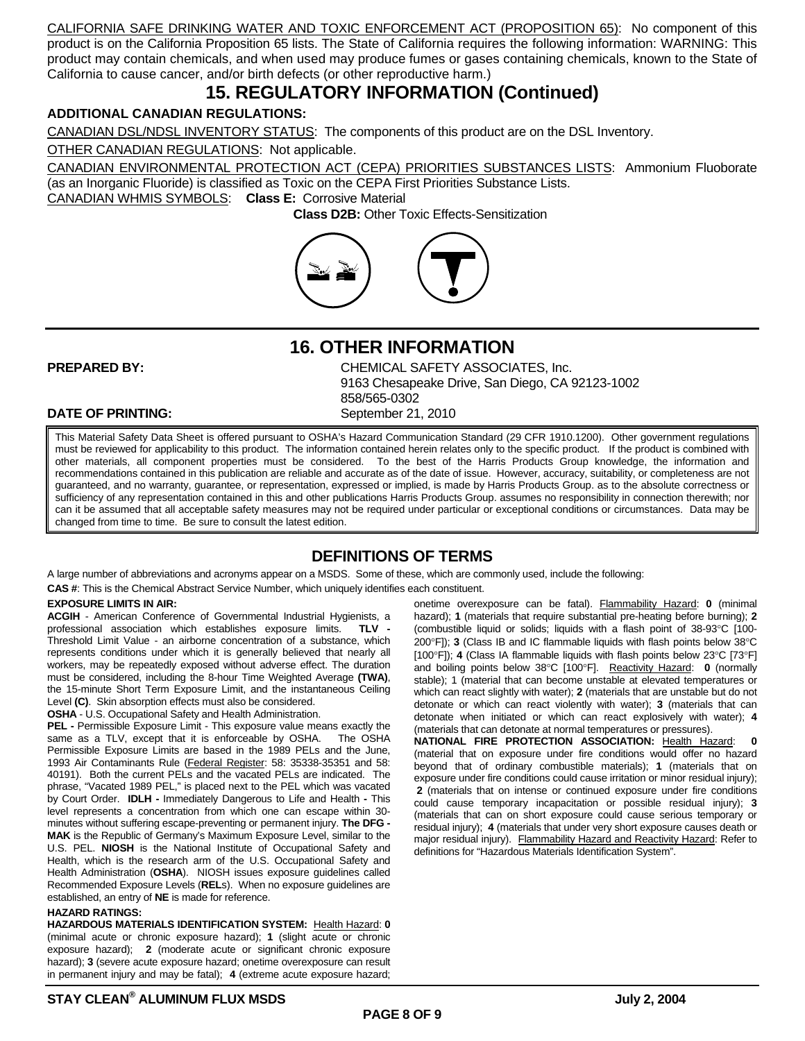CALIFORNIA SAFE DRINKING WATER AND TOXIC ENFORCEMENT ACT (PROPOSITION 65): No component of this product is on the California Proposition 65 lists. The State of California requires the following information: WARNING: This product may contain chemicals, and when used may produce fumes or gases containing chemicals, known to the State of California to cause cancer, and/or birth defects (or other reproductive harm.)

# 15. REGULATORY INFORMATION (Continued)

**ADDITIONAL CANADIAN REGULATIONS:**

CANADIAN DSL/NDSL INVENTORY STATUS: The components of this product are on the DSL Inventory.

OTHER CANADIAN REGULATIONS: Not applicable.

CANADIAN ENVIRONMENTAL PROTECTION ACT (CEPA) PRIORITIES SUBSTANCES LISTS: Ammonium Fluoborate (as an Inorganic Fluoride) is classified as Toxic on the CEPA First Priorities Substance Lists.

CANADIAN WHMIS SYMBOLS: **Class E:** Corrosive Material
**Class D2B:** Other Toxic Effects-Sensitization

# 16. OTHER INFORMATION

**PREPARED BY:** CHEMICAL SAFETY ASSOCIATES, Inc.
9163 Chesapeake Drive, San Diego, CA 92123-1002
858/565-0302

**DATE OF PRINTING:** September 21, 2010

This Material Safety Data Sheet is offered pursuant to OSHA's Hazard Communication Standard (29 CFR 1910.1200). Other government regulations must be reviewed for applicability to this product. The information contained herein relates only to the specific product. If the product is combined with other materials, all component properties must be considered. To the best of the Harris Products Group knowledge, the information and recommendations contained in this publication are reliable and accurate as of the date of issue. However, accuracy, suitability, or completeness are not guaranteed, and no warranty, guarantee, or representation, expressed or implied, is made by Harris Products Group. as to the absolute correctness or sufficiency of any representation contained in this and other publications Harris Products Group. assumes no responsibility in connection therewith; nor can it be assumed that all acceptable safety measures may not be required under particular or exceptional conditions or circumstances. Data may be changed from time to time. Be sure to consult the latest edition.

## DEFINITIONS OF TERMS

A large number of abbreviations and acronyms appear on a MSDS. Some of these, which are commonly used, include the following:

**CAS #**: This is the Chemical Abstract Service Number, which uniquely identifies each constituent.

**EXPOSURE LIMITS IN AIR:**

**ACGIH** - American Conference of Governmental Industrial Hygienists, a professional association which establishes exposure limits. **TLV -** Threshold Limit Value - an airborne concentration of a substance, which represents conditions under which it is generally believed that nearly all workers, may be repeatedly exposed without adverse effect. The duration must be considered, including the 8-hour Time Weighted Average **(TWA)**, the 15-minute Short Term Exposure Limit, and the instantaneous Ceiling Level **(C)**. Skin absorption effects must also be considered.

**OSHA** - U.S. Occupational Safety and Health Administration.

**PEL -** Permissible Exposure Limit - This exposure value means exactly the same as a TLV, except that it is enforceable by OSHA. The OSHA Permissible Exposure Limits are based in the 1989 PELs and the June, 1993 Air Contaminants Rule (Federal Register: 58: 35338-35351 and 58: 40191). Both the current PELs and the vacated PELs are indicated. The phrase, "Vacated 1989 PEL," is placed next to the PEL which was vacated by Court Order. **IDLH -** Immediately Dangerous to Life and Health **-** This level represents a concentration from which one can escape within 30-minutes without suffering escape-preventing or permanent injury. **The DFG - MAK** is the Republic of Germany's Maximum Exposure Level, similar to the U.S. PEL. **NIOSH** is the National Institute of Occupational Safety and Health, which is the research arm of the U.S. Occupational Safety and Health Administration (**OSHA**). NIOSH issues exposure guidelines called Recommended Exposure Levels (**REL**s). When no exposure guidelines are established, an entry of **NE** is made for reference.

**HAZARD RATINGS:**

**HAZARDOUS MATERIALS IDENTIFICATION SYSTEM:** Health Hazard: **0** (minimal acute or chronic exposure hazard); **1** (slight acute or chronic exposure hazard); **2** (moderate acute or significant chronic exposure hazard); **3** (severe acute exposure hazard; onetime overexposure can result in permanent injury and may be fatal); **4** (extreme acute exposure hazard; onetime overexposure can be fatal). Flammability Hazard: **0** (minimal hazard); **1** (materials that require substantial pre-heating before burning); **2** (combustible liquid or solids; liquids with a flash point of 38-93°C [100-200°F]); **3** (Class IB and IC flammable liquids with flash points below 38°C [100°F]); **4** (Class IA flammable liquids with flash points below 23°C [73°F] and boiling points below 38°C [100°F]. Reactivity Hazard: **0** (normally stable); 1 (material that can become unstable at elevated temperatures or which can react slightly with water); **2** (materials that are unstable but do not detonate or which can react violently with water); **3** (materials that can detonate when initiated or which can react explosively with water); **4** (materials that can detonate at normal temperatures or pressures).

**NATIONAL FIRE PROTECTION ASSOCIATION:** Health Hazard: **0** (material that on exposure under fire conditions would offer no hazard beyond that of ordinary combustible materials); **1** (materials that on exposure under fire conditions could cause irritation or minor residual injury); **2** (materials that on intense or continued exposure under fire conditions could cause temporary incapacitation or possible residual injury); **3** (materials that can on short exposure could cause serious temporary or residual injury); **4** (materials that under very short exposure causes death or major residual injury). Flammability Hazard and Reactivity Hazard: Refer to definitions for "Hazardous Materials Identification System".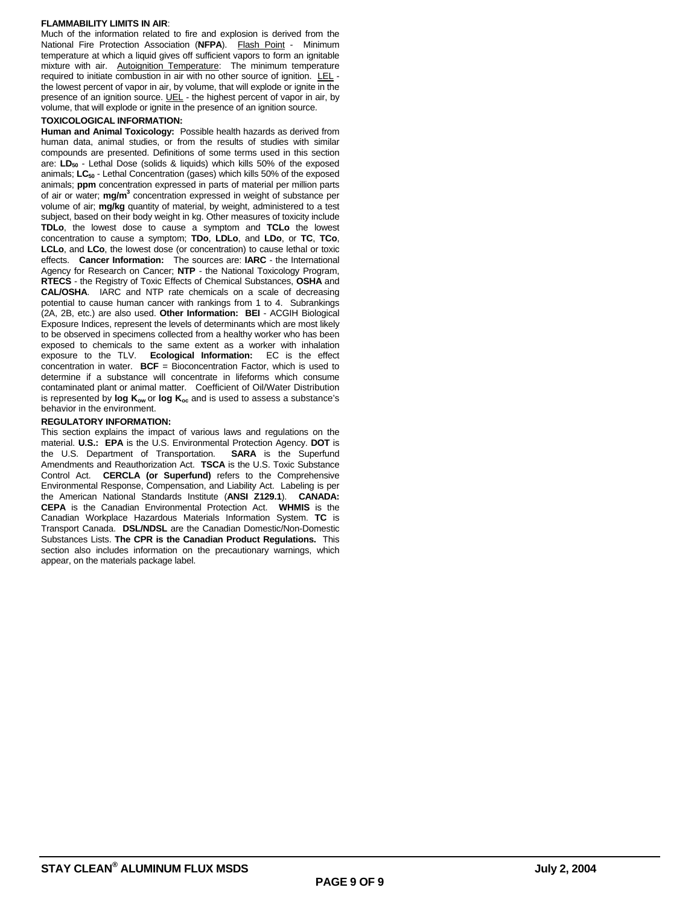**FLAMMABILITY LIMITS IN AIR**:

Much of the information related to fire and explosion is derived from the National Fire Protection Association (**NFPA**). Flash Point - Minimum temperature at which a liquid gives off sufficient vapors to form an ignitable mixture with air. Autoignition Temperature: The minimum temperature required to initiate combustion in air with no other source of ignition. LEL - the lowest percent of vapor in air, by volume, that will explode or ignite in the presence of an ignition source. UEL - the highest percent of vapor in air, by volume, that will explode or ignite in the presence of an ignition source.

**TOXICOLOGICAL INFORMATION:**

**Human and Animal Toxicology:** Possible health hazards as derived from human data, animal studies, or from the results of studies with similar compounds are presented. Definitions of some terms used in this section are: **$LD_{50}$** - Lethal Dose (solids & liquids) which kills 50% of the exposed animals; **$LC_{50}$** - Lethal Concentration (gases) which kills 50% of the exposed animals; **ppm** concentration expressed in parts of material per million parts of air or water; **$mg/m^3$** concentration expressed in weight of substance per volume of air; **mg/kg** quantity of material, by weight, administered to a test subject, based on their body weight in kg. Other measures of toxicity include **TDLo**, the lowest dose to cause a symptom and **TCLo** the lowest concentration to cause a symptom; **TDo**, **LDLo**, and **LDo**, or **TC**, **TCo**, **LCLo**, and **LCo**, the lowest dose (or concentration) to cause lethal or toxic effects. **Cancer Information:** The sources are: **IARC** - the International Agency for Research on Cancer; **NTP** - the National Toxicology Program, **RTECS** - the Registry of Toxic Effects of Chemical Substances, **OSHA** and **CAL/OSHA**. IARC and NTP rate chemicals on a scale of decreasing potential to cause human cancer with rankings from 1 to 4. Subrankings (2A, 2B, etc.) are also used. **Other Information: BEI** - ACGIH Biological Exposure Indices, represent the levels of determinants which are most likely to be observed in specimens collected from a healthy worker who has been exposed to chemicals to the same extent as a worker with inhalation exposure to the TLV. **Ecological Information:** EC is the effect concentration in water. **BCF** = Bioconcentration Factor, which is used to determine if a substance will concentrate in lifeforms which consume contaminated plant or animal matter. Coefficient of Oil/Water Distribution is represented by **$\log K_{ow}$** or **$\log K_{oc}$** and is used to assess a substance's behavior in the environment.

**REGULATORY INFORMATION:**

This section explains the impact of various laws and regulations on the material. **U.S.: EPA** is the U.S. Environmental Protection Agency. **DOT** is the U.S. Department of Transportation. **SARA** is the Superfund Amendments and Reauthorization Act. **TSCA** is the U.S. Toxic Substance Control Act. **CERCLA (or Superfund)** refers to the Comprehensive Environmental Response, Compensation, and Liability Act. Labeling is per the American National Standards Institute (**ANSI Z129.1**). **CANADA: CEPA** is the Canadian Environmental Protection Act. **WHMIS** is the Canadian Workplace Hazardous Materials Information System. **TC** is Transport Canada. **DSL/NDSL** are the Canadian Domestic/Non-Domestic Substances Lists. **The CPR is the Canadian Product Regulations.** This section also includes information on the precautionary warnings, which appear, on the materials package label.